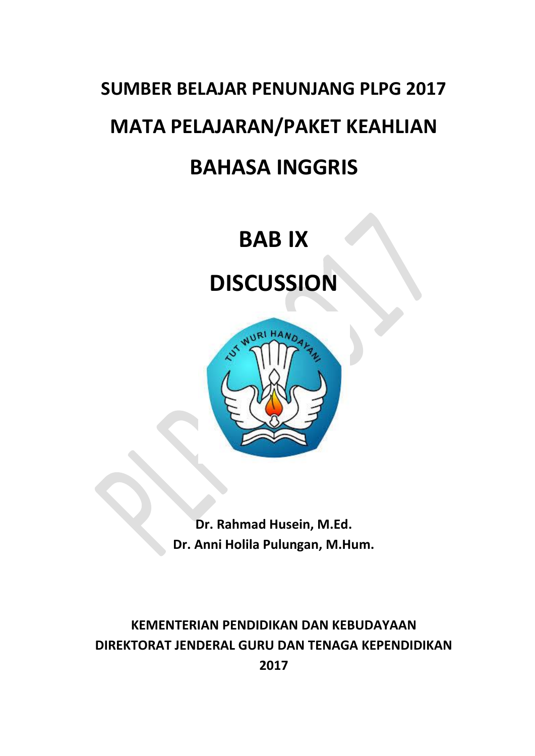# SUMBER BELAJAR PENUNJANG PLPG 2017

# MATA PELAJARAN/PAKET KEAHLIAN

# BAHASA INGGRIS

# BAB IX

# DISCUSSION

**Dr. Rahmad Husein, M.Ed.**
**Dr. Anni Holila Pulungan, M.Hum.**

**KEMENTERIAN PENDIDIKAN DAN KEBUDAYAAN**
**DIREKTORAT JENDERAL GURU DAN TENAGA KEPENDIDIKAN**
**2017**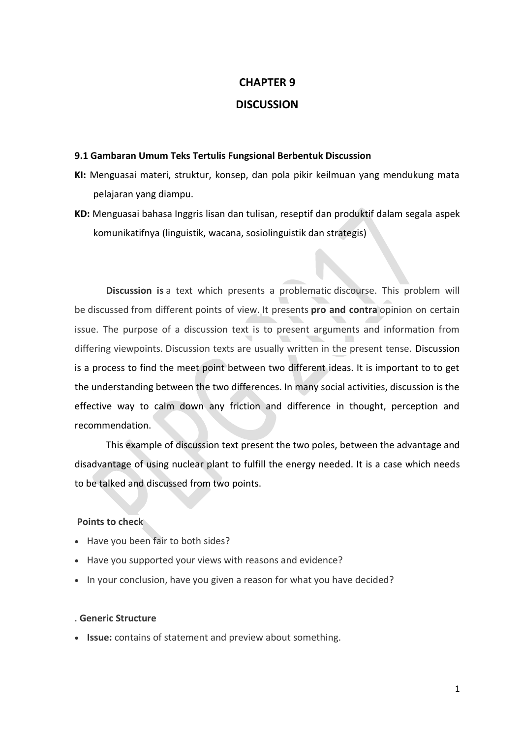# CHAPTER 9

# DISCUSSION

### 9.1 Gambaran Umum Teks Tertulis Fungsional Berbentuk Discussion

**KI:** Menguasai materi, struktur, konsep, dan pola pikir keilmuan yang mendukung mata pelajaran yang diampu.

**KD:** Menguasai bahasa Inggris lisan dan tulisan, reseptif dan produktif dalam segala aspek komunikatifnya (linguistik, wacana, sosiolinguistik dan strategis)

**Discussion is** a text which presents a problematic discourse. This problem will be discussed from different points of view. It presents **pro and contra** opinion on certain issue. The purpose of a discussion text is to present arguments and information from differing viewpoints. Discussion texts are usually written in the present tense. Discussion is a process to find the meet point between two different ideas. It is important to to get the understanding between the two differences. In many social activities, discussion is the effective way to calm down any friction and difference in thought, perception and recommendation.

This example of discussion text present the two poles, between the advantage and disadvantage of using nuclear plant to fulfill the energy needed. It is a case which needs to be talked and discussed from two points.

**Points to check**

- Have you been fair to both sides?
- Have you supported your views with reasons and evidence?
- In your conclusion, have you given a reason for what you have decided?

. **Generic Structure**

- **Issue:** contains of statement and preview about something.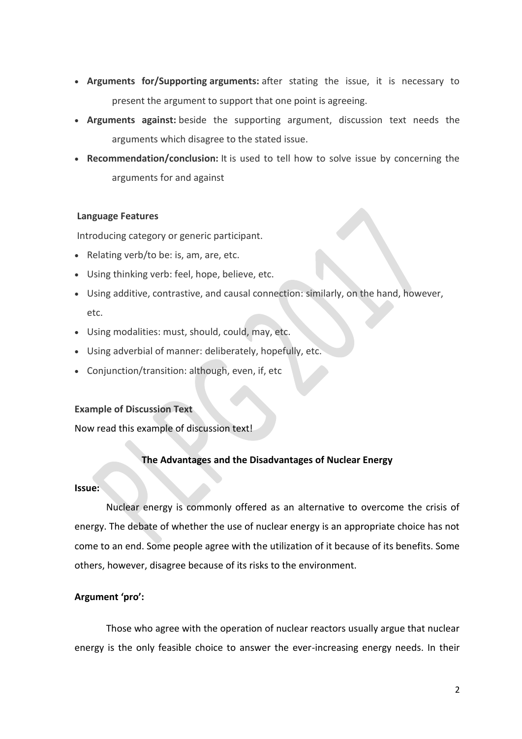- **Arguments for/Supporting arguments:** after stating the issue, it is necessary to present the argument to support that one point is agreeing.
- **Arguments against:** beside the supporting argument, discussion text needs the arguments which disagree to the stated issue.
- **Recommendation/conclusion:** It is used to tell how to solve issue by concerning the arguments for and against

**Language Features**

Introducing category or generic participant.

- Relating verb/to be: is, am, are, etc.
- Using thinking verb: feel, hope, believe, etc.
- Using additive, contrastive, and causal connection: similarly, on the hand, however, etc.
- Using modalities: must, should, could, may, etc.
- Using adverbial of manner: deliberately, hopefully, etc.
- Conjunction/transition: although, even, if, etc

**Example of Discussion Text**

Now read this example of discussion text!

**The Advantages and the Disadvantages of Nuclear Energy**

**Issue:**

Nuclear energy is commonly offered as an alternative to overcome the crisis of energy. The debate of whether the use of nuclear energy is an appropriate choice has not come to an end. Some people agree with the utilization of it because of its benefits. Some others, however, disagree because of its risks to the environment.

**Argument 'pro':**

Those who agree with the operation of nuclear reactors usually argue that nuclear energy is the only feasible choice to answer the ever-increasing energy needs. In their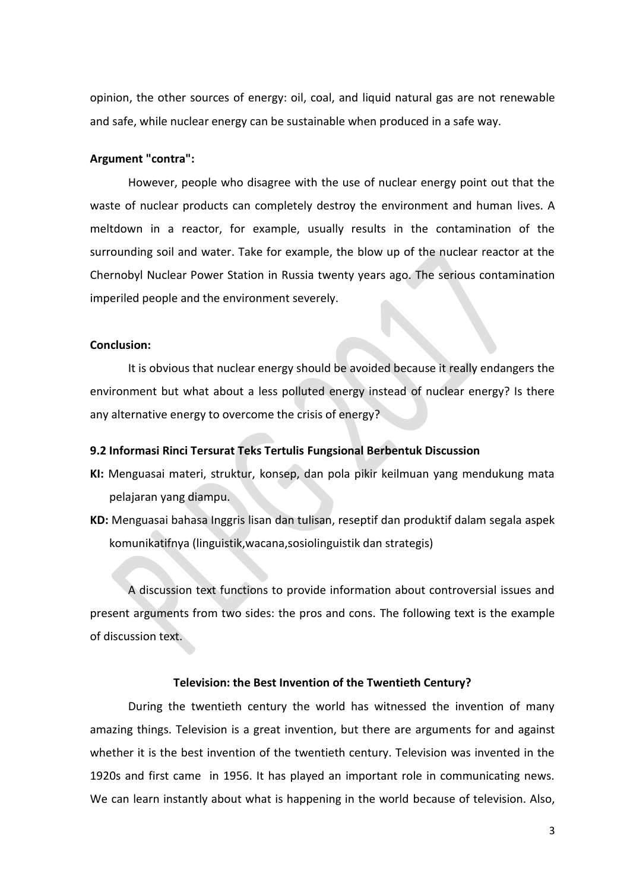opinion, the other sources of energy: oil, coal, and liquid natural gas are not renewable and safe, while nuclear energy can be sustainable when produced in a safe way.

**Argument "contra":**

However, people who disagree with the use of nuclear energy point out that the waste of nuclear products can completely destroy the environment and human lives. A meltdown in a reactor, for example, usually results in the contamination of the surrounding soil and water. Take for example, the blow up of the nuclear reactor at the Chernobyl Nuclear Power Station in Russia twenty years ago. The serious contamination imperiled people and the environment severely.

**Conclusion:**

It is obvious that nuclear energy should be avoided because it really endangers the environment but what about a less polluted energy instead of nuclear energy? Is there any alternative energy to overcome the crisis of energy?

### 9.2 Informasi Rinci Tersurat Teks Tertulis Fungsional Berbentuk Discussion

**KI:** Menguasai materi, struktur, konsep, dan pola pikir keilmuan yang mendukung mata pelajaran yang diampu.

**KD:** Menguasai bahasa Inggris lisan dan tulisan, reseptif dan produktif dalam segala aspek komunikatifnya (linguistik,wacana,sosiolinguistik dan strategis)

A discussion text functions to provide information about controversial issues and present arguments from two sides: the pros and cons. The following text is the example of discussion text.

**Television: the Best Invention of the Twentieth Century?**

During the twentieth century the world has witnessed the invention of many amazing things. Television is a great invention, but there are arguments for and against whether it is the best invention of the twentieth century. Television was invented in the 1920s and first came in 1956. It has played an important role in communicating news. We can learn instantly about what is happening in the world because of television. Also,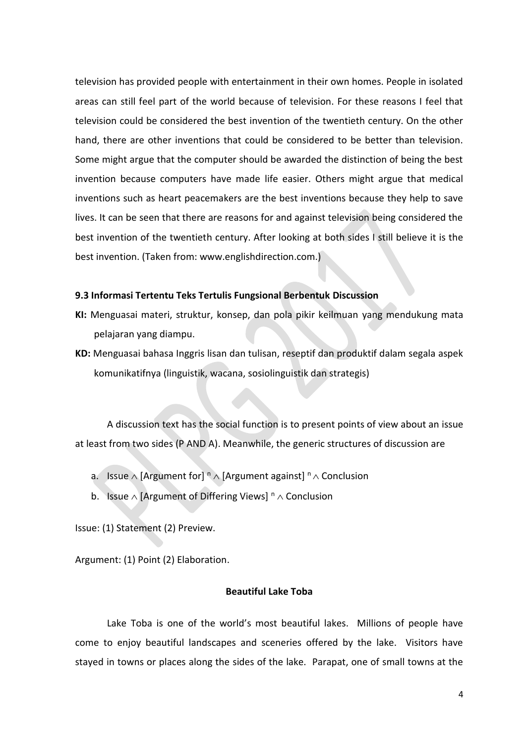television has provided people with entertainment in their own homes. People in isolated areas can still feel part of the world because of television. For these reasons I feel that television could be considered the best invention of the twentieth century. On the other hand, there are other inventions that could be considered to be better than television. Some might argue that the computer should be awarded the distinction of being the best invention because computers have made life easier. Others might argue that medical inventions such as heart peacemakers are the best inventions because they help to save lives. It can be seen that there are reasons for and against television being considered the best invention of the twentieth century. After looking at both sides I still believe it is the best invention. (Taken from: www.englishdirection.com.)

**9.3 Informasi Tertentu Teks Tertulis Fungsional Berbentuk Discussion**

**KI:** Menguasai materi, struktur, konsep, dan pola pikir keilmuan yang mendukung mata pelajaran yang diampu.

**KD:** Menguasai bahasa Inggris lisan dan tulisan, reseptif dan produktif dalam segala aspek komunikatifnya (linguistik, wacana, sosiolinguistik dan strategis)

A discussion text has the social function is to present points of view about an issue at least from two sides (P AND A). Meanwhile, the generic structures of discussion are

a. Issue $\wedge$ [Argument for] $^{n}$ $\wedge$ [Argument against] $^{n}$ $\wedge$ Conclusion
b. Issue $\wedge$ [Argument of Differing Views] $^{n}$ $\wedge$ Conclusion

Issue: (1) Statement (2) Preview.

Argument: (1) Point (2) Elaboration.

**Beautiful Lake Toba**

Lake Toba is one of the world's most beautiful lakes. Millions of people have come to enjoy beautiful landscapes and sceneries offered by the lake. Visitors have stayed in towns or places along the sides of the lake. Parapat, one of small towns at the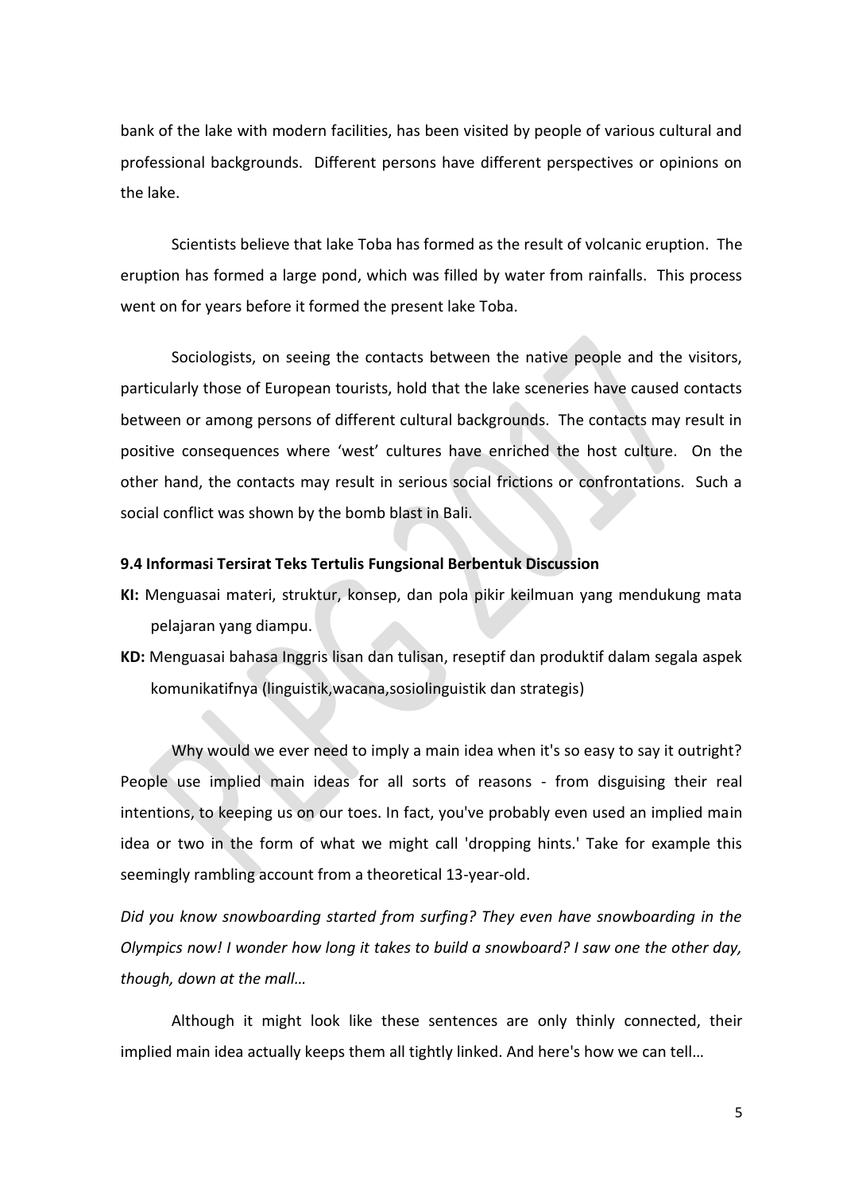bank of the lake with modern facilities, has been visited by people of various cultural and professional backgrounds. Different persons have different perspectives or opinions on the lake.

Scientists believe that lake Toba has formed as the result of volcanic eruption. The eruption has formed a large pond, which was filled by water from rainfalls. This process went on for years before it formed the present lake Toba.

Sociologists, on seeing the contacts between the native people and the visitors, particularly those of European tourists, hold that the lake sceneries have caused contacts between or among persons of different cultural backgrounds. The contacts may result in positive consequences where 'west' cultures have enriched the host culture. On the other hand, the contacts may result in serious social frictions or confrontations. Such a social conflict was shown by the bomb blast in Bali.

### 9.4 Informasi Tersirat Teks Tertulis Fungsional Berbentuk Discussion

**KI:** Menguasai materi, struktur, konsep, dan pola pikir keilmuan yang mendukung mata pelajaran yang diampu.

**KD:** Menguasai bahasa Inggris lisan dan tulisan, reseptif dan produktif dalam segala aspek komunikatifnya (linguistik,wacana,sosiolinguistik dan strategis)

Why would we ever need to imply a main idea when it's so easy to say it outright? People use implied main ideas for all sorts of reasons - from disguising their real intentions, to keeping us on our toes. In fact, you've probably even used an implied main idea or two in the form of what we might call 'dropping hints.' Take for example this seemingly rambling account from a theoretical 13-year-old.

*Did you know snowboarding started from surfing? They even have snowboarding in the Olympics now! I wonder how long it takes to build a snowboard? I saw one the other day, though, down at the mall…*

Although it might look like these sentences are only thinly connected, their implied main idea actually keeps them all tightly linked. And here's how we can tell…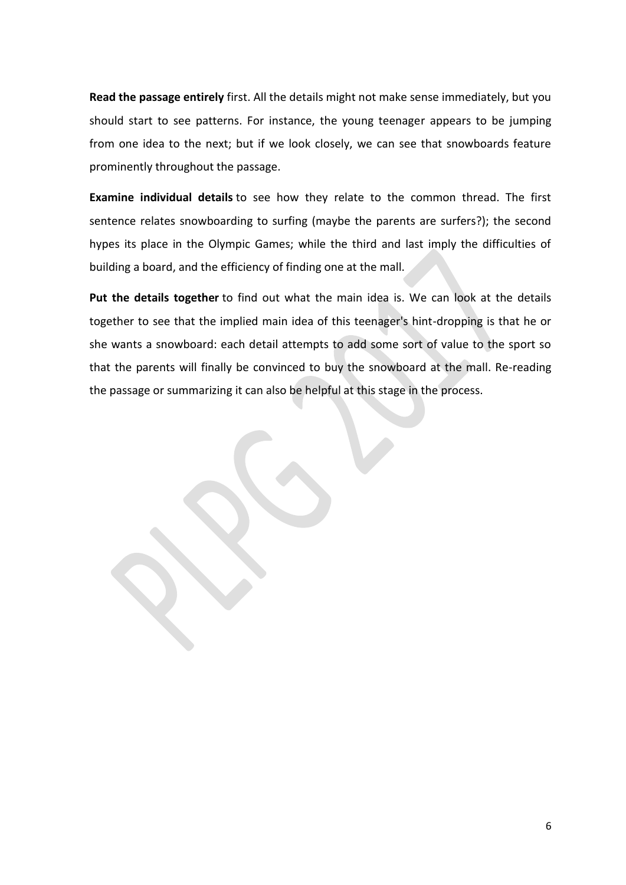**Read the passage entirely** first. All the details might not make sense immediately, but you should start to see patterns. For instance, the young teenager appears to be jumping from one idea to the next; but if we look closely, we can see that snowboards feature prominently throughout the passage.

**Examine individual details** to see how they relate to the common thread. The first sentence relates snowboarding to surfing (maybe the parents are surfers?); the second hypes its place in the Olympic Games; while the third and last imply the difficulties of building a board, and the efficiency of finding one at the mall.

**Put the details together** to find out what the main idea is. We can look at the details together to see that the implied main idea of this teenager's hint-dropping is that he or she wants a snowboard: each detail attempts to add some sort of value to the sport so that the parents will finally be convinced to buy the snowboard at the mall. Re-reading the passage or summarizing it can also be helpful at this stage in the process.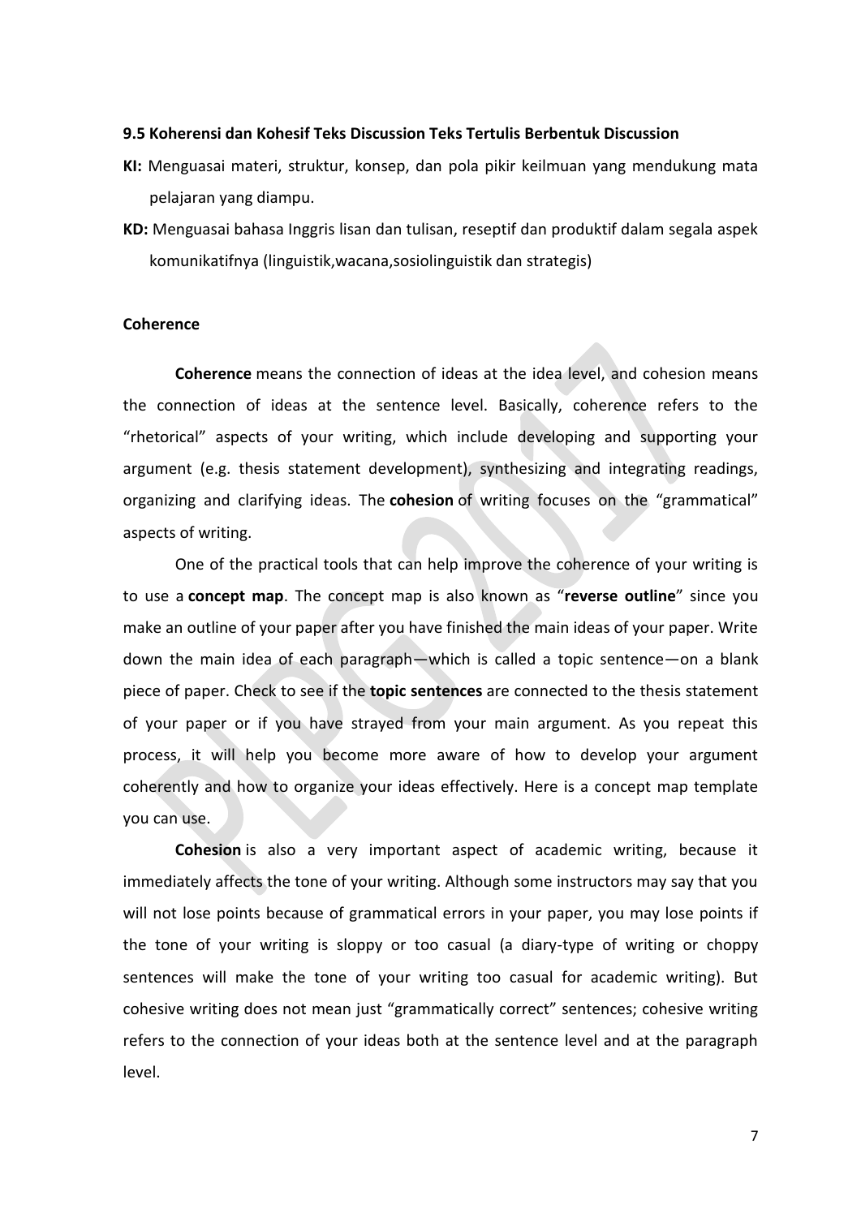**9.5 Koherensi dan Kohesif Teks Discussion Teks Tertulis Berbentuk Discussion**

**KI:** Menguasai materi, struktur, konsep, dan pola pikir keilmuan yang mendukung mata pelajaran yang diampu.

**KD:** Menguasai bahasa Inggris lisan dan tulisan, reseptif dan produktif dalam segala aspek komunikatifnya (linguistik,wacana,sosiolinguistik dan strategis)

**Coherence**

**Coherence** means the connection of ideas at the idea level, and cohesion means the connection of ideas at the sentence level. Basically, coherence refers to the "rhetorical" aspects of your writing, which include developing and supporting your argument (e.g. thesis statement development), synthesizing and integrating readings, organizing and clarifying ideas. The **cohesion** of writing focuses on the "grammatical" aspects of writing.

One of the practical tools that can help improve the coherence of your writing is to use a **concept map**. The concept map is also known as "**reverse outline**" since you make an outline of your paper after you have finished the main ideas of your paper. Write down the main idea of each paragraph—which is called a topic sentence—on a blank piece of paper. Check to see if the **topic sentences** are connected to the thesis statement of your paper or if you have strayed from your main argument. As you repeat this process, it will help you become more aware of how to develop your argument coherently and how to organize your ideas effectively. Here is a concept map template you can use.

**Cohesion** is also a very important aspect of academic writing, because it immediately affects the tone of your writing. Although some instructors may say that you will not lose points because of grammatical errors in your paper, you may lose points if the tone of your writing is sloppy or too casual (a diary-type of writing or choppy sentences will make the tone of your writing too casual for academic writing). But cohesive writing does not mean just "grammatically correct" sentences; cohesive writing refers to the connection of your ideas both at the sentence level and at the paragraph level.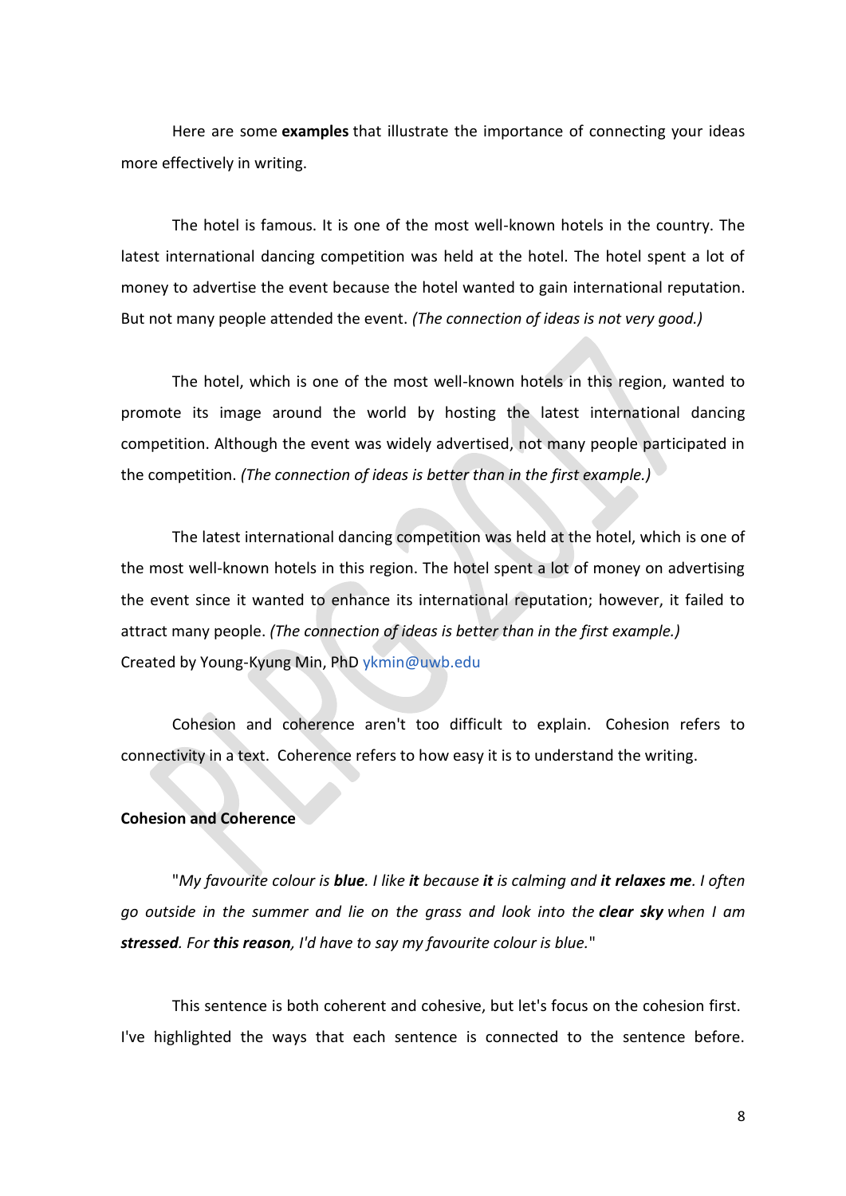Here are some **examples** that illustrate the importance of connecting your ideas more effectively in writing.

The hotel is famous. It is one of the most well-known hotels in the country. The latest international dancing competition was held at the hotel. The hotel spent a lot of money to advertise the event because the hotel wanted to gain international reputation. But not many people attended the event. *(The connection of ideas is not very good.)*

The hotel, which is one of the most well-known hotels in this region, wanted to promote its image around the world by hosting the latest international dancing competition. Although the event was widely advertised, not many people participated in the competition. *(The connection of ideas is better than in the first example.)*

The latest international dancing competition was held at the hotel, which is one of the most well-known hotels in this region. The hotel spent a lot of money on advertising the event since it wanted to enhance its international reputation; however, it failed to attract many people. *(The connection of ideas is better than in the first example.)*
Created by Young-Kyung Min, PhD ykmin@uwb.edu

Cohesion and coherence aren't too difficult to explain. Cohesion refers to connectivity in a text. Coherence refers to how easy it is to understand the writing.

**Cohesion and Coherence**

"*My favourite colour is **blue**. I like **it** because **it** is calming and **it relaxes me**. I often go outside in the summer and lie on the grass and look into the **clear sky** when I am **stressed**. For **this reason**, I'd have to say my favourite colour is blue.*"

This sentence is both coherent and cohesive, but let's focus on the cohesion first. I've highlighted the ways that each sentence is connected to the sentence before.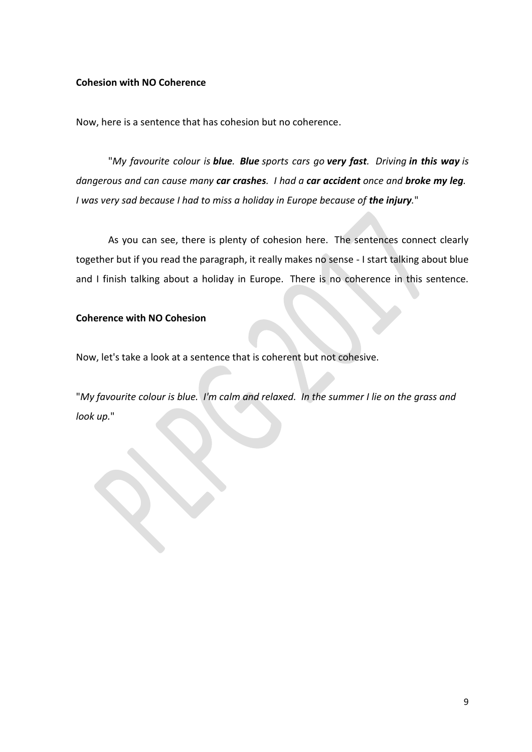**Cohesion with NO Coherence**

Now, here is a sentence that has cohesion but no coherence.

"*My favourite colour is **blue**. **Blue** sports cars go **very fast**. Driving **in this way** is dangerous and can cause many **car crashes**. I had a **car accident** once and **broke my leg**. I was very sad because I had to miss a holiday in Europe because of **the injury**.*"

As you can see, there is plenty of cohesion here. The sentences connect clearly together but if you read the paragraph, it really makes no sense - I start talking about blue and I finish talking about a holiday in Europe. There is no coherence in this sentence.

**Coherence with NO Cohesion**

Now, let's take a look at a sentence that is coherent but not cohesive.

"*My favourite colour is blue. I'm calm and relaxed. In the summer I lie on the grass and look up.*"